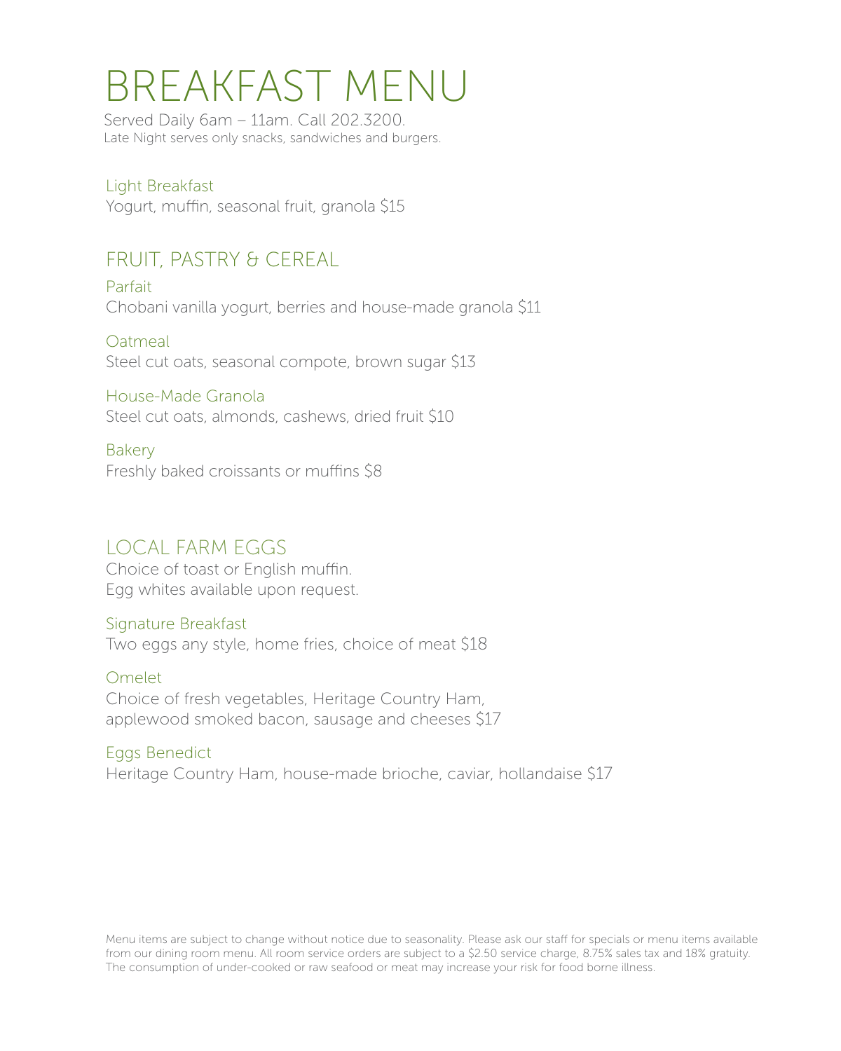# BREAKFAST MENU

Served Daily 6am – 11am. Call 202.3200.
Late Night serves only snacks, sandwiches and burgers.

### Light Breakfast

Yogurt, muffin, seasonal fruit, granola $15

## FRUIT, PASTRY & CEREAL

### Parfait

Chobani vanilla yogurt, berries and house-made granola $11

### Oatmeal

Steel cut oats, seasonal compote, brown sugar $13

### House-Made Granola

Steel cut oats, almonds, cashews, dried fruit $10

### Bakery

Freshly baked croissants or muffins $8

## LOCAL FARM EGGS

Choice of toast or English muffin.
Egg whites available upon request.

### Signature Breakfast

Two eggs any style, home fries, choice of meat $18

### Omelet

Choice of fresh vegetables, Heritage Country Ham, applewood smoked bacon, sausage and cheeses $17

### Eggs Benedict

Heritage Country Ham, house-made brioche, caviar, hollandaise $17

Menu items are subject to change without notice due to seasonality. Please ask our staff for specials or menu items available from our dining room menu. All room service orders are subject to a $2.50 service charge, 8.75% sales tax and 18% gratuity. The consumption of under-cooked or raw seafood or meat may increase your risk for food borne illness.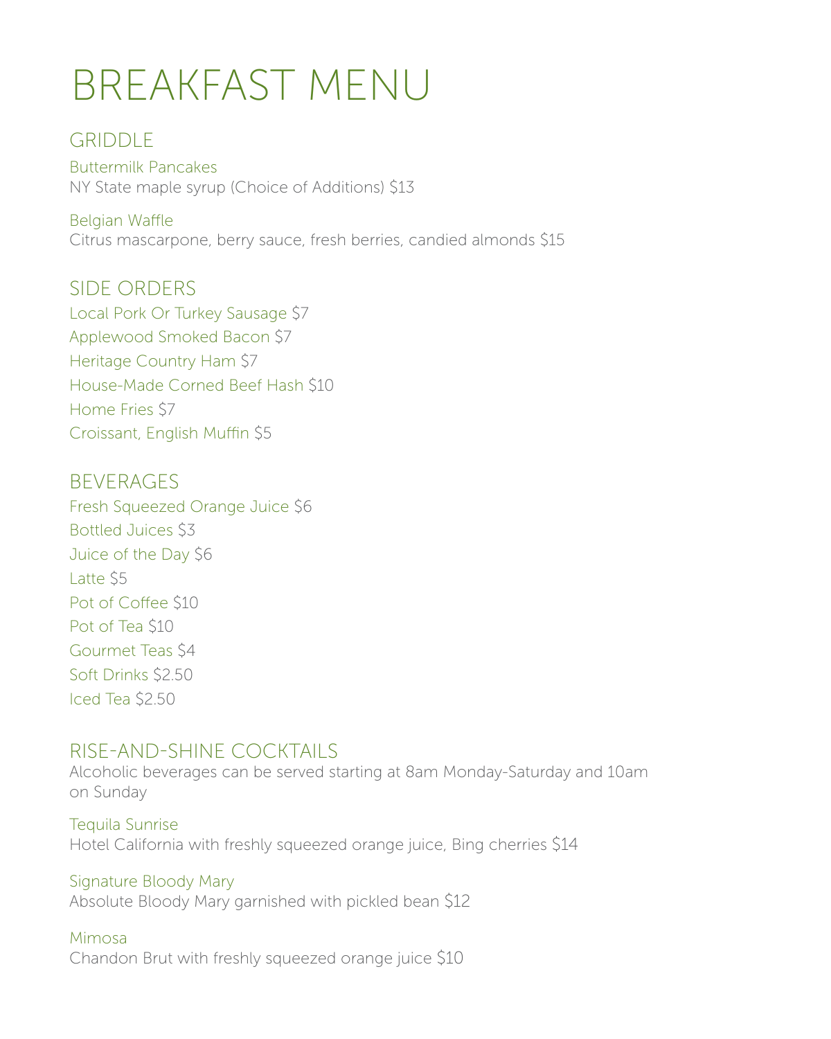# BREAKFAST MENU

## GRIDDLE

Buttermilk Pancakes
NY State maple syrup (Choice of Additions) $13

Belgian Waffle
Citrus mascarpone, berry sauce, fresh berries, candied almonds $15

## SIDE ORDERS

Local Pork Or Turkey Sausage $7
Applewood Smoked Bacon $7
Heritage Country Ham $7
House-Made Corned Beef Hash $10
Home Fries $7
Croissant, English Muffin $5

## BEVERAGES

Fresh Squeezed Orange Juice $6
Bottled Juices $3
Juice of the Day $6
Latte $5
Pot of Coffee $10
Pot of Tea $10
Gourmet Teas $4
Soft Drinks $2.50
Iced Tea $2.50

## RISE-AND-SHINE COCKTAILS

Alcoholic beverages can be served starting at 8am Monday-Saturday and 10am on Sunday

Tequila Sunrise
Hotel California with freshly squeezed orange juice, Bing cherries $14

Signature Bloody Mary
Absolute Bloody Mary garnished with pickled bean $12

Mimosa
Chandon Brut with freshly squeezed orange juice $10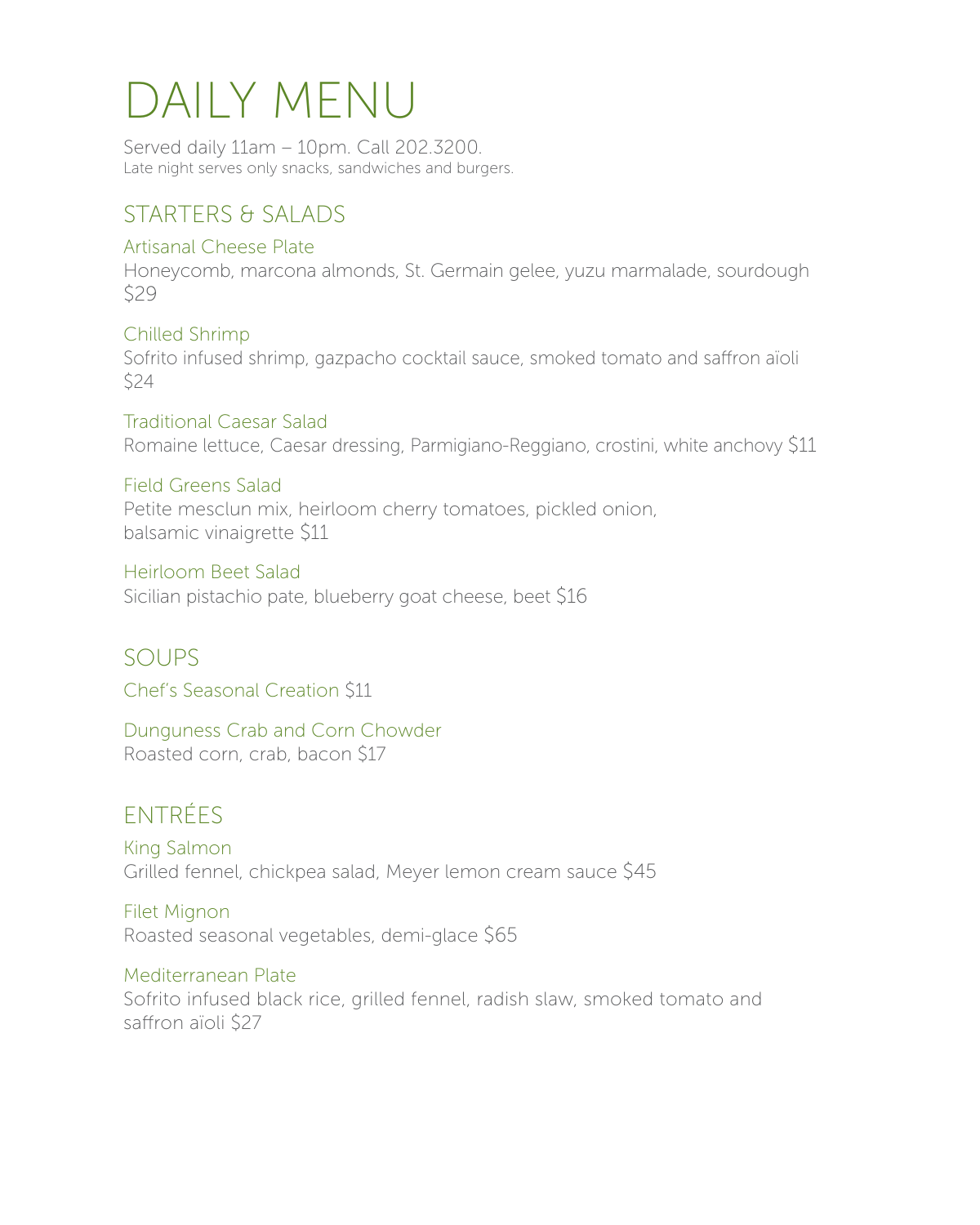# DAILY MENU

Served daily 11am – 10pm. Call 202.3200.
Late night serves only snacks, sandwiches and burgers.

## STARTERS & SALADS

### Artisanal Cheese Plate

Honeycomb, marcona almonds, St. Germain gelee, yuzu marmalade, sourdough
$29

### Chilled Shrimp

Sofrito infused shrimp, gazpacho cocktail sauce, smoked tomato and saffron aïoli
$24

### Traditional Caesar Salad

Romaine lettuce, Caesar dressing, Parmigiano-Reggiano, crostini, white anchovy $11

### Field Greens Salad

Petite mesclun mix, heirloom cherry tomatoes, pickled onion, balsamic vinaigrette $11

### Heirloom Beet Salad

Sicilian pistachio pate, blueberry goat cheese, beet $16

## SOUPS

### Chef's Seasonal Creation $11

### Dunguness Crab and Corn Chowder

Roasted corn, crab, bacon $17

## ENTRÉES

### King Salmon

Grilled fennel, chickpea salad, Meyer lemon cream sauce $45

### Filet Mignon

Roasted seasonal vegetables, demi-glace $65

### Mediterranean Plate

Sofrito infused black rice, grilled fennel, radish slaw, smoked tomato and saffron aïoli $27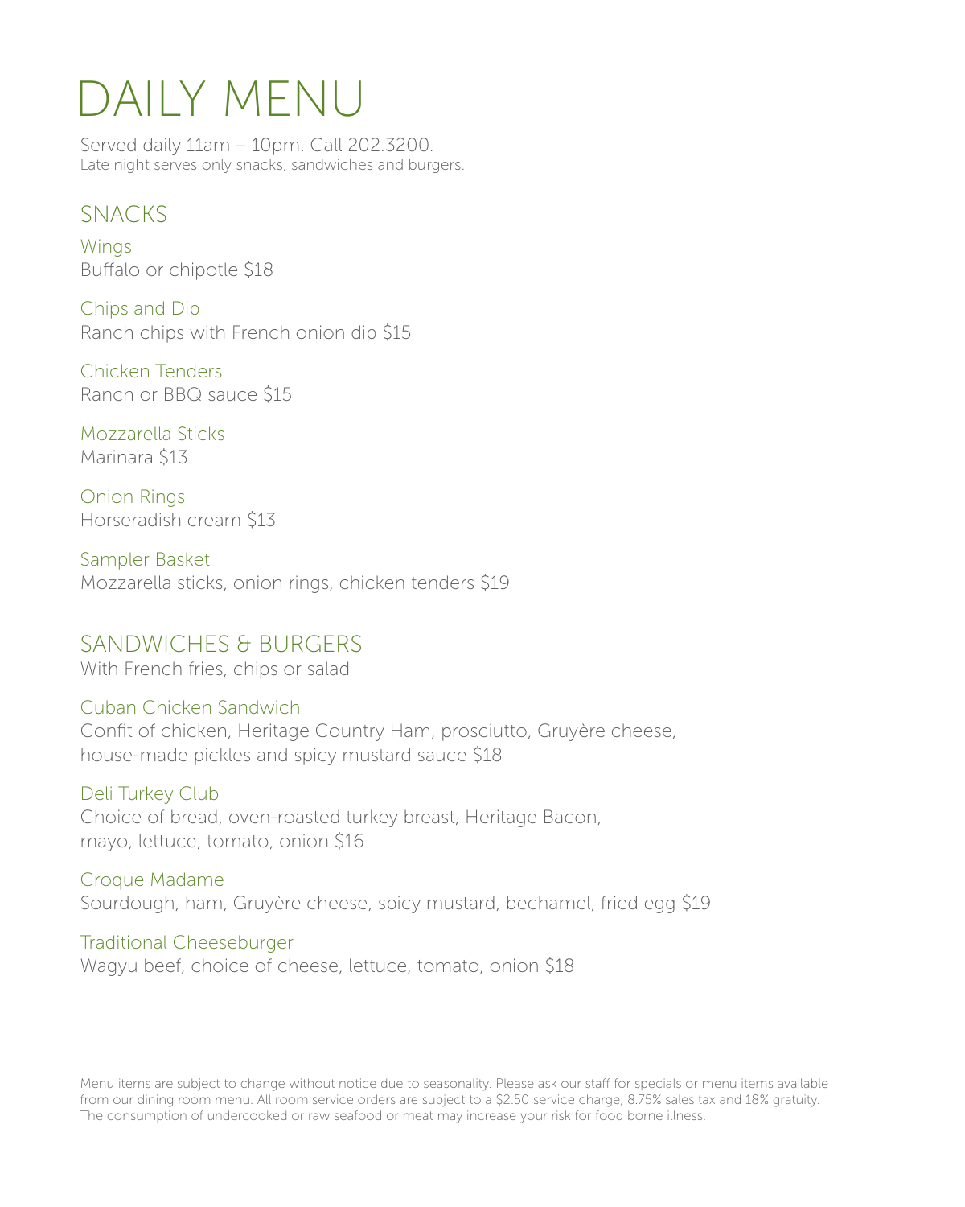# DAILY MENU

Served daily 11am – 10pm. Call 202.3200.
Late night serves only snacks, sandwiches and burgers.

## SNACKS

### Wings
Buffalo or chipotle $18

### Chips and Dip
Ranch chips with French onion dip $15

### Chicken Tenders
Ranch or BBQ sauce $15

### Mozzarella Sticks
Marinara $13

### Onion Rings
Horseradish cream $13

### Sampler Basket
Mozzarella sticks, onion rings, chicken tenders $19

## SANDWICHES & BURGERS

With French fries, chips or salad

### Cuban Chicken Sandwich
Confit of chicken, Heritage Country Ham, prosciutto, Gruyère cheese, house-made pickles and spicy mustard sauce $18

### Deli Turkey Club
Choice of bread, oven-roasted turkey breast, Heritage Bacon, mayo, lettuce, tomato, onion $16

### Croque Madame
Sourdough, ham, Gruyère cheese, spicy mustard, bechamel, fried egg $19

### Traditional Cheeseburger
Wagyu beef, choice of cheese, lettuce, tomato, onion $18

Menu items are subject to change without notice due to seasonality. Please ask our staff for specials or menu items available from our dining room menu. All room service orders are subject to a $2.50 service charge, 8.75% sales tax and 18% gratuity. The consumption of undercooked or raw seafood or meat may increase your risk for food borne illness.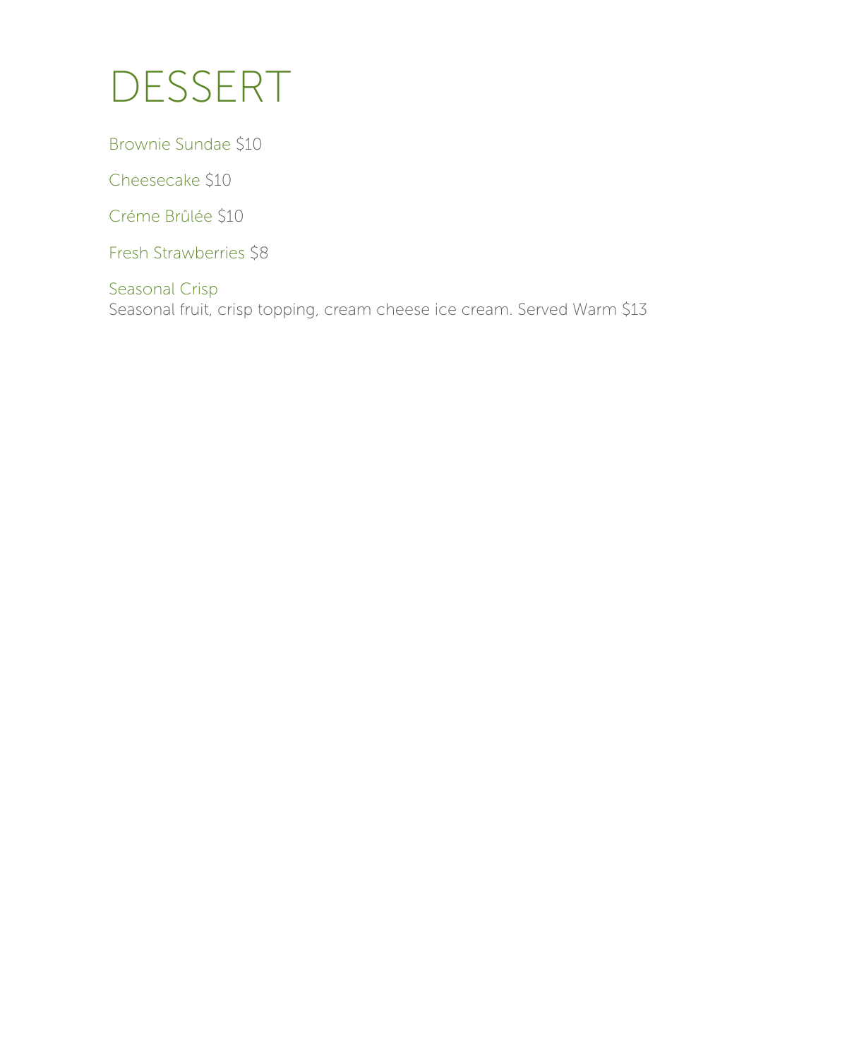# DESSERT

Brownie Sundae $10

Cheesecake $10

Créme Brûlée $10

Fresh Strawberries $8

Seasonal Crisp
Seasonal fruit, crisp topping, cream cheese ice cream. Served Warm $13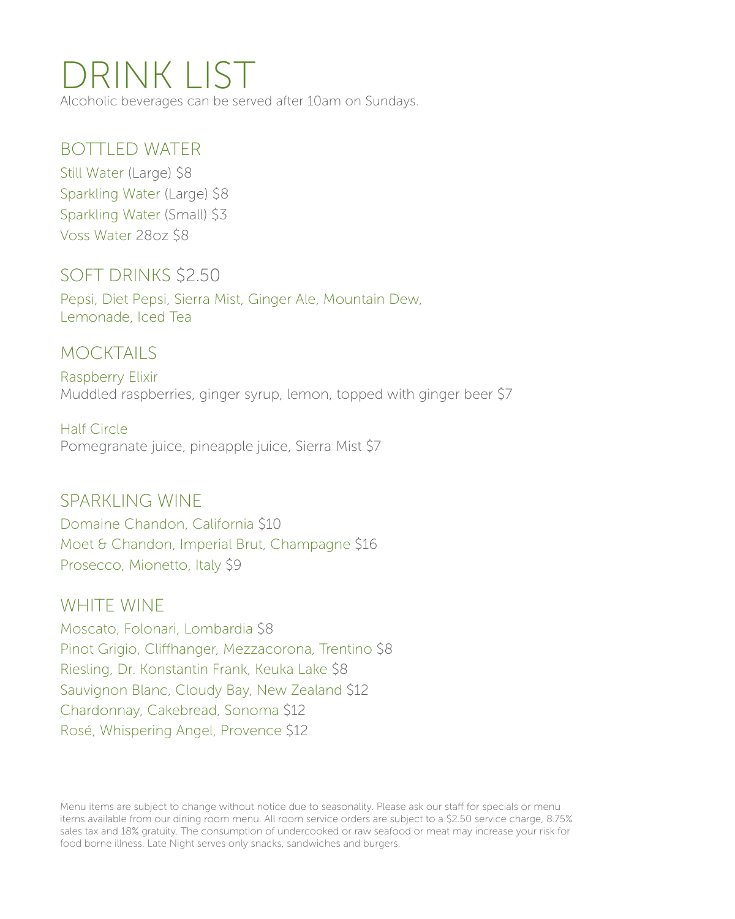# DRINK LIST

Alcoholic beverages can be served after 10am on Sundays.

## BOTTLED WATER

Still Water (Large) $8
Sparkling Water (Large) $8
Sparkling Water (Small) $3
Voss Water 28oz $8

## SOFT DRINKS $2.50

Pepsi, Diet Pepsi, Sierra Mist, Ginger Ale, Mountain Dew, Lemonade, Iced Tea

## MOCKTAILS

Raspberry Elixir
Muddled raspberries, ginger syrup, lemon, topped with ginger beer $7

Half Circle
Pomegranate juice, pineapple juice, Sierra Mist $7

## SPARKLING WINE

Domaine Chandon, California $10
Moet & Chandon, Imperial Brut, Champagne $16
Prosecco, Mionetto, Italy $9

## WHITE WINE

Moscato, Folonari, Lombardia $8
Pinot Grigio, Cliffhanger, Mezzacorona, Trentino $8
Riesling, Dr. Konstantin Frank, Keuka Lake $8
Sauvignon Blanc, Cloudy Bay, New Zealand $12
Chardonnay, Cakebread, Sonoma $12
Rosé, Whispering Angel, Provence $12

Menu items are subject to change without notice due to seasonality. Please ask our staff for specials or menu items available from our dining room menu. All room service orders are subject to a $2.50 service charge, 8.75% sales tax and 18% gratuity. The consumption of undercooked or raw seafood or meat may increase your risk for food borne illness. Late Night serves only snacks, sandwiches and burgers.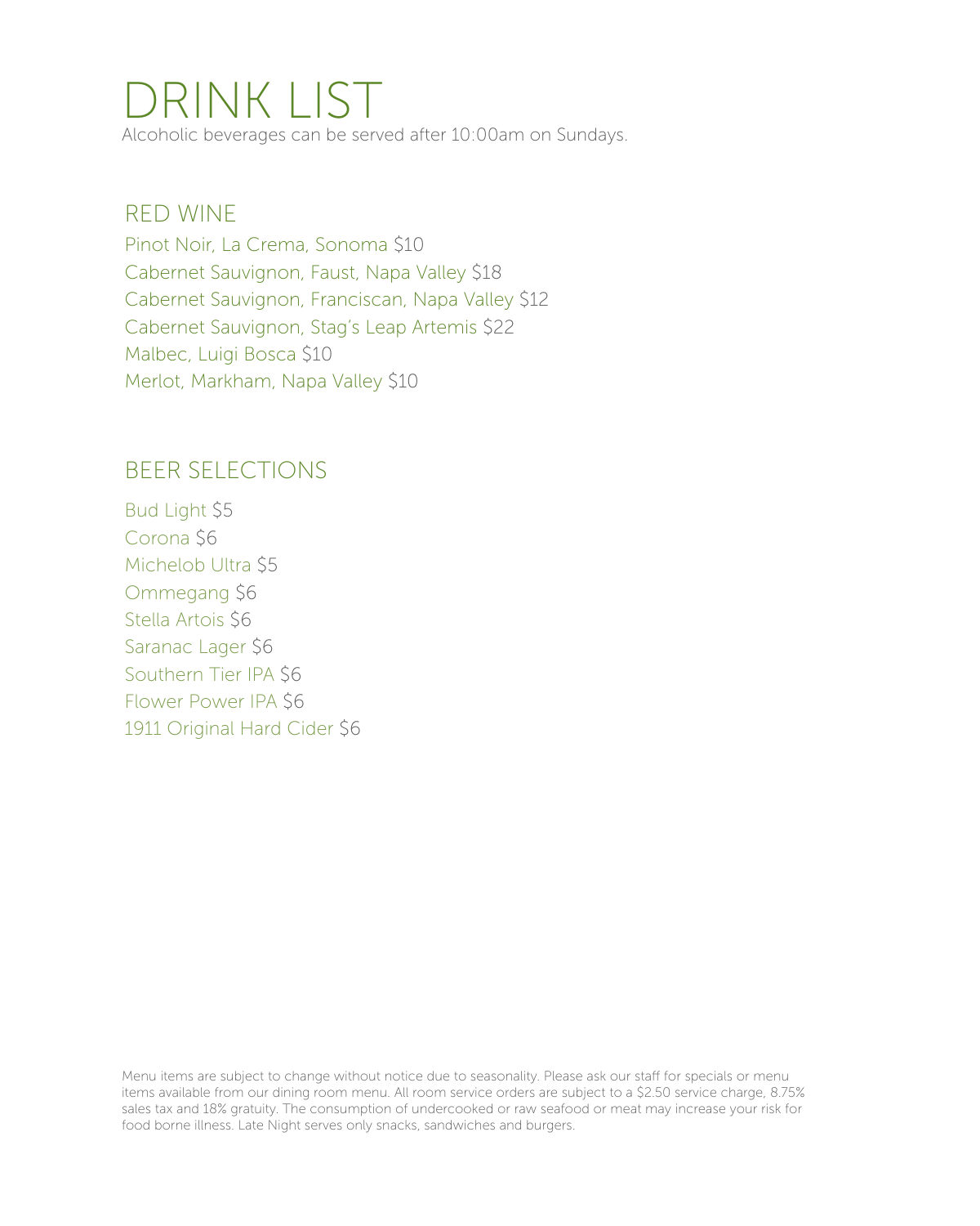# DRINK LIST

Alcoholic beverages can be served after 10:00am on Sundays.

## RED WINE

Pinot Noir, La Crema, Sonoma $10
Cabernet Sauvignon, Faust, Napa Valley $18
Cabernet Sauvignon, Franciscan, Napa Valley $12
Cabernet Sauvignon, Stag's Leap Artemis $22
Malbec, Luigi Bosca $10
Merlot, Markham, Napa Valley $10

## BEER SELECTIONS

Bud Light $5
Corona $6
Michelob Ultra $5
Ommegang $6
Stella Artois $6
Saranac Lager $6
Southern Tier IPA $6
Flower Power IPA $6
1911 Original Hard Cider $6

Menu items are subject to change without notice due to seasonality. Please ask our staff for specials or menu items available from our dining room menu. All room service orders are subject to a $2.50 service charge, 8.75% sales tax and 18% gratuity. The consumption of undercooked or raw seafood or meat may increase your risk for food borne illness. Late Night serves only snacks, sandwiches and burgers.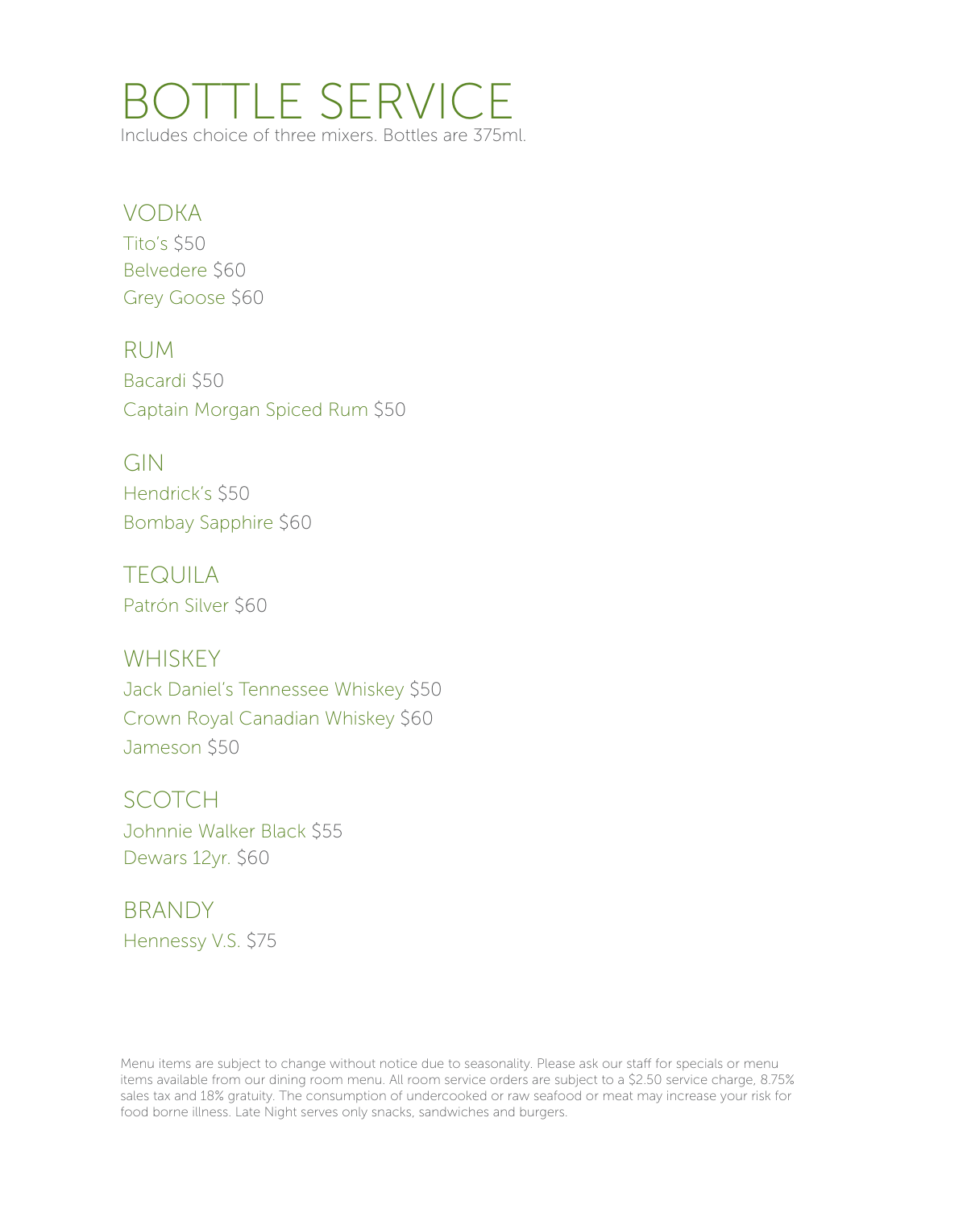# BOTTLE SERVICE

Includes choice of three mixers. Bottles are 375ml.

## VODKA

Tito's $50
Belvedere $60
Grey Goose $60

## RUM

Bacardi $50
Captain Morgan Spiced Rum $50

## GIN

Hendrick's $50
Bombay Sapphire $60

## TEQUILA

Patrón Silver $60

## WHISKEY

Jack Daniel's Tennessee Whiskey $50
Crown Royal Canadian Whiskey $60
Jameson $50

## SCOTCH

Johnnie Walker Black $55
Dewars 12yr. $60

## BRANDY

Hennessy V.S. $75

Menu items are subject to change without notice due to seasonality. Please ask our staff for specials or menu items available from our dining room menu. All room service orders are subject to a $2.50 service charge, 8.75% sales tax and 18% gratuity. The consumption of undercooked or raw seafood or meat may increase your risk for food borne illness. Late Night serves only snacks, sandwiches and burgers.